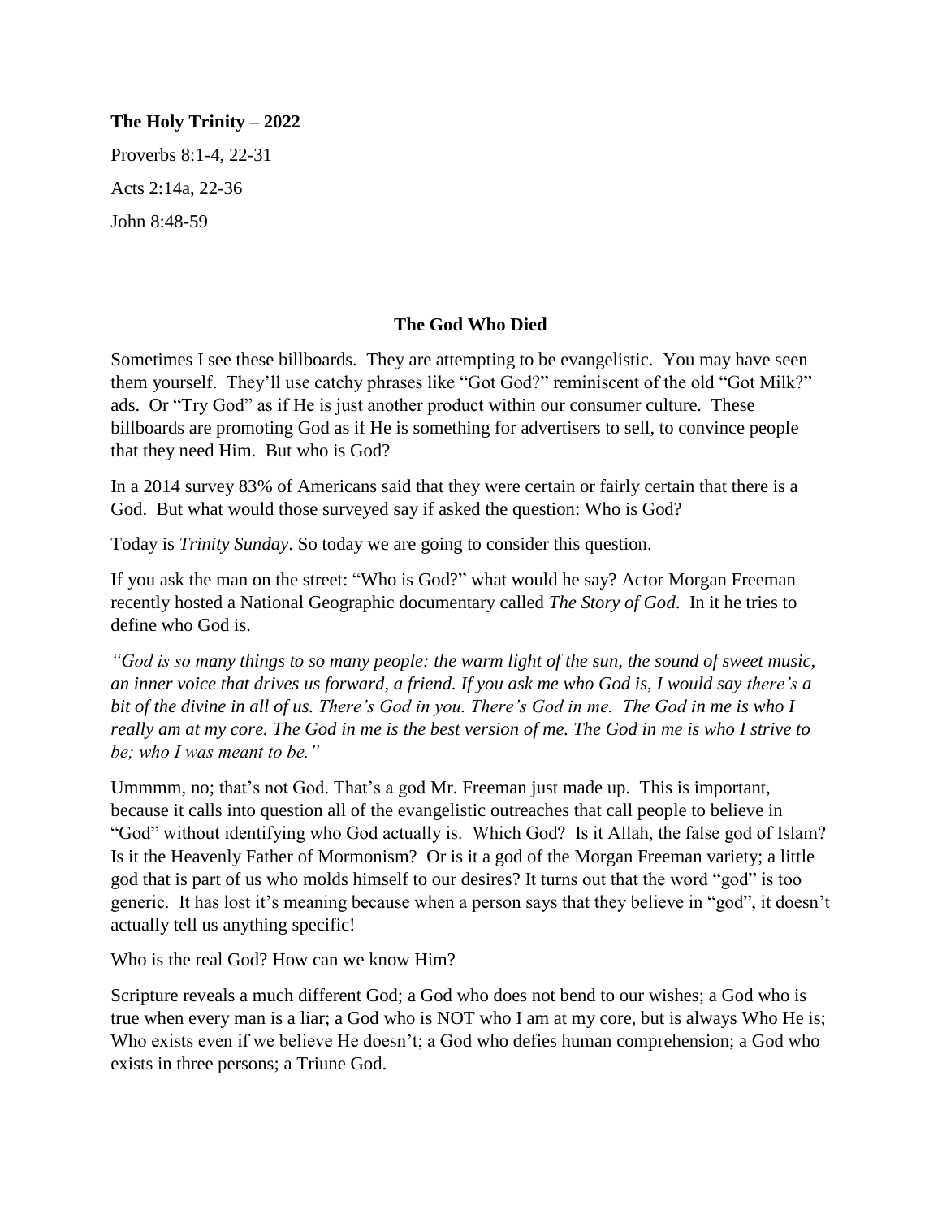**The Holy Trinity – 2022**

Proverbs 8:1-4, 22-31

Acts 2:14a, 22-36

John 8:48-59

## The God Who Died

Sometimes I see these billboards. They are attempting to be evangelistic. You may have seen them yourself. They'll use catchy phrases like "Got God?" reminiscent of the old "Got Milk?" ads. Or "Try God" as if He is just another product within our consumer culture. These billboards are promoting God as if He is something for advertisers to sell, to convince people that they need Him. But who is God?

In a 2014 survey 83% of Americans said that they were certain or fairly certain that there is a God. But what would those surveyed say if asked the question: Who is God?

Today is *Trinity Sunday*. So today we are going to consider this question.

If you ask the man on the street: "Who is God?" what would he say? Actor Morgan Freeman recently hosted a National Geographic documentary called *The Story of God*. In it he tries to define who God is.

*"God is so many things to so many people: the warm light of the sun, the sound of sweet music, an inner voice that drives us forward, a friend. If you ask me who God is, I would say there's a bit of the divine in all of us. There's God in you. There's God in me. The God in me is who I really am at my core. The God in me is the best version of me. The God in me is who I strive to be; who I was meant to be."*

Ummmm, no; that's not God. That's a god Mr. Freeman just made up. This is important, because it calls into question all of the evangelistic outreaches that call people to believe in "God" without identifying who God actually is. Which God? Is it Allah, the false god of Islam? Is it the Heavenly Father of Mormonism? Or is it a god of the Morgan Freeman variety; a little god that is part of us who molds himself to our desires? It turns out that the word "god" is too generic. It has lost it's meaning because when a person says that they believe in "god", it doesn't actually tell us anything specific!

Who is the real God? How can we know Him?

Scripture reveals a much different God; a God who does not bend to our wishes; a God who is true when every man is a liar; a God who is NOT who I am at my core, but is always Who He is; Who exists even if we believe He doesn't; a God who defies human comprehension; a God who exists in three persons; a Triune God.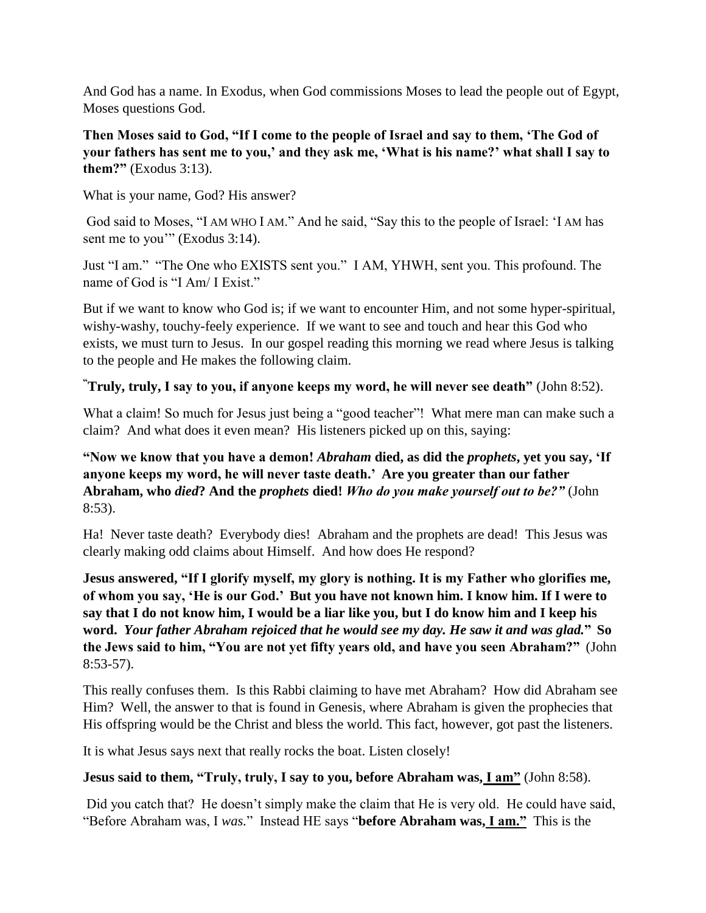And God has a name. In Exodus, when God commissions Moses to lead the people out of Egypt, Moses questions God.

**Then Moses said to God, "If I come to the people of Israel and say to them, 'The God of your fathers has sent me to you,' and they ask me, 'What is his name?' what shall I say to them?"** (Exodus 3:13).

What is your name, God? His answer?

God said to Moses, "I AM WHO I AM." And he said, "Say this to the people of Israel: 'I AM has sent me to you'" (Exodus 3:14).

Just "I am." "The One who EXISTS sent you." I AM, YHWH, sent you. This profound. The name of God is "I Am/ I Exist."

But if we want to know who God is; if we want to encounter Him, and not some hyper-spiritual, wishy-washy, touchy-feely experience. If we want to see and touch and hear this God who exists, we must turn to Jesus. In our gospel reading this morning we read where Jesus is talking to the people and He makes the following claim.

"**Truly, truly, I say to you, if anyone keeps my word, he will never see death"** (John 8:52).

What a claim! So much for Jesus just being a "good teacher"! What mere man can make such a claim? And what does it even mean? His listeners picked up on this, saying:

**"Now we know that you have a demon! *Abraham* died, as did the *prophets*, yet you say, 'If anyone keeps my word, he will never taste death.' Are you greater than our father Abraham, who *died*? And the *prophets* died! *Who do you make yourself out to be?"*** (John 8:53).

Ha! Never taste death? Everybody dies! Abraham and the prophets are dead! This Jesus was clearly making odd claims about Himself. And how does He respond?

**Jesus answered, "If I glorify myself, my glory is nothing. It is my Father who glorifies me, of whom you say, 'He is our God.' But you have not known him. I know him. If I were to say that I do not know him, I would be a liar like you, but I do know him and I keep his word. *Your father Abraham rejoiced that he would see my day. He saw it and was glad.*" So the Jews said to him, "You are not yet fifty years old, and have you seen Abraham?"** (John 8:53-57).

This really confuses them. Is this Rabbi claiming to have met Abraham? How did Abraham see Him? Well, the answer to that is found in Genesis, where Abraham is given the prophecies that His offspring would be the Christ and bless the world. This fact, however, got past the listeners.

It is what Jesus says next that really rocks the boat. Listen closely!

**Jesus said to them, "Truly, truly, I say to you, before Abraham was, <u>I am"</u>** (John 8:58).

Did you catch that? He doesn't simply make the claim that He is very old. He could have said, "Before Abraham was, I *was*." Instead HE says "**before Abraham was, <u>I am."</u>** This is the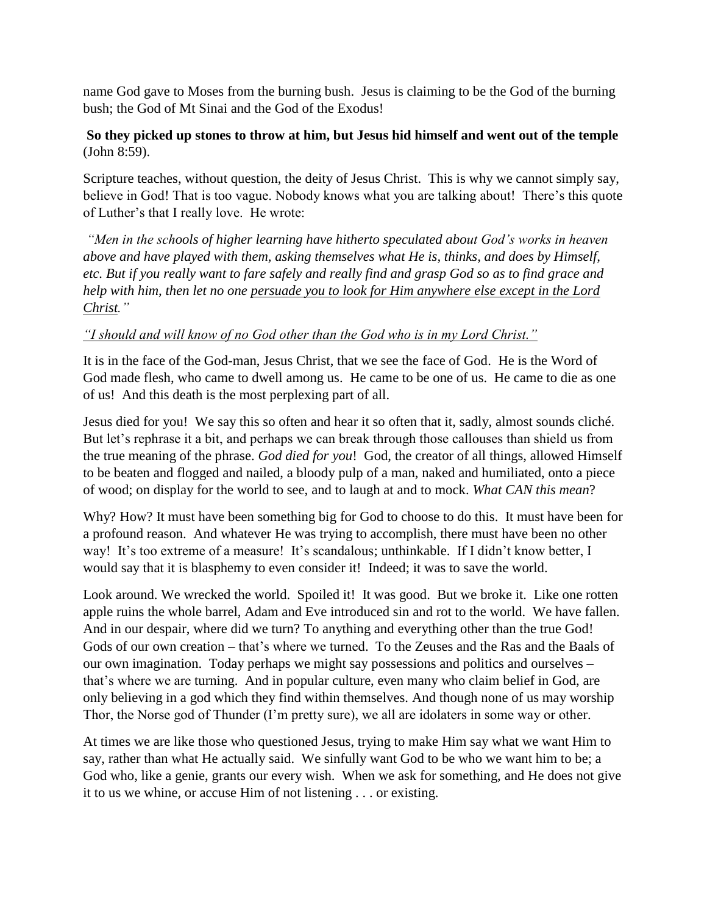name God gave to Moses from the burning bush. Jesus is claiming to be the God of the burning bush; the God of Mt Sinai and the God of the Exodus!

**So they picked up stones to throw at him, but Jesus hid himself and went out of the temple** (John 8:59).

Scripture teaches, without question, the deity of Jesus Christ. This is why we cannot simply say, believe in God! That is too vague. Nobody knows what you are talking about! There's this quote of Luther's that I really love. He wrote:

*"Men in the schools of higher learning have hitherto speculated about God's works in heaven above and have played with them, asking themselves what He is, thinks, and does by Himself, etc. But if you really want to fare safely and really find and grasp God so as to find grace and help with him, then let no one persuade you to look for Him anywhere else except in the Lord Christ."*

*"I should and will know of no God other than the God who is in my Lord Christ."*

It is in the face of the God-man, Jesus Christ, that we see the face of God. He is the Word of God made flesh, who came to dwell among us. He came to be one of us. He came to die as one of us! And this death is the most perplexing part of all.

Jesus died for you! We say this so often and hear it so often that it, sadly, almost sounds cliché. But let's rephrase it a bit, and perhaps we can break through those callouses than shield us from the true meaning of the phrase. *God died for you*! God, the creator of all things, allowed Himself to be beaten and flogged and nailed, a bloody pulp of a man, naked and humiliated, onto a piece of wood; on display for the world to see, and to laugh at and to mock. *What CAN this mean*?

Why? How? It must have been something big for God to choose to do this. It must have been for a profound reason. And whatever He was trying to accomplish, there must have been no other way! It's too extreme of a measure! It's scandalous; unthinkable. If I didn't know better, I would say that it is blasphemy to even consider it! Indeed; it was to save the world.

Look around. We wrecked the world. Spoiled it! It was good. But we broke it. Like one rotten apple ruins the whole barrel, Adam and Eve introduced sin and rot to the world. We have fallen. And in our despair, where did we turn? To anything and everything other than the true God! Gods of our own creation – that's where we turned. To the Zeuses and the Ras and the Baals of our own imagination. Today perhaps we might say possessions and politics and ourselves – that's where we are turning. And in popular culture, even many who claim belief in God, are only believing in a god which they find within themselves. And though none of us may worship Thor, the Norse god of Thunder (I'm pretty sure), we all are idolaters in some way or other.

At times we are like those who questioned Jesus, trying to make Him say what we want Him to say, rather than what He actually said. We sinfully want God to be who we want him to be; a God who, like a genie, grants our every wish. When we ask for something, and He does not give it to us we whine, or accuse Him of not listening . . . or existing.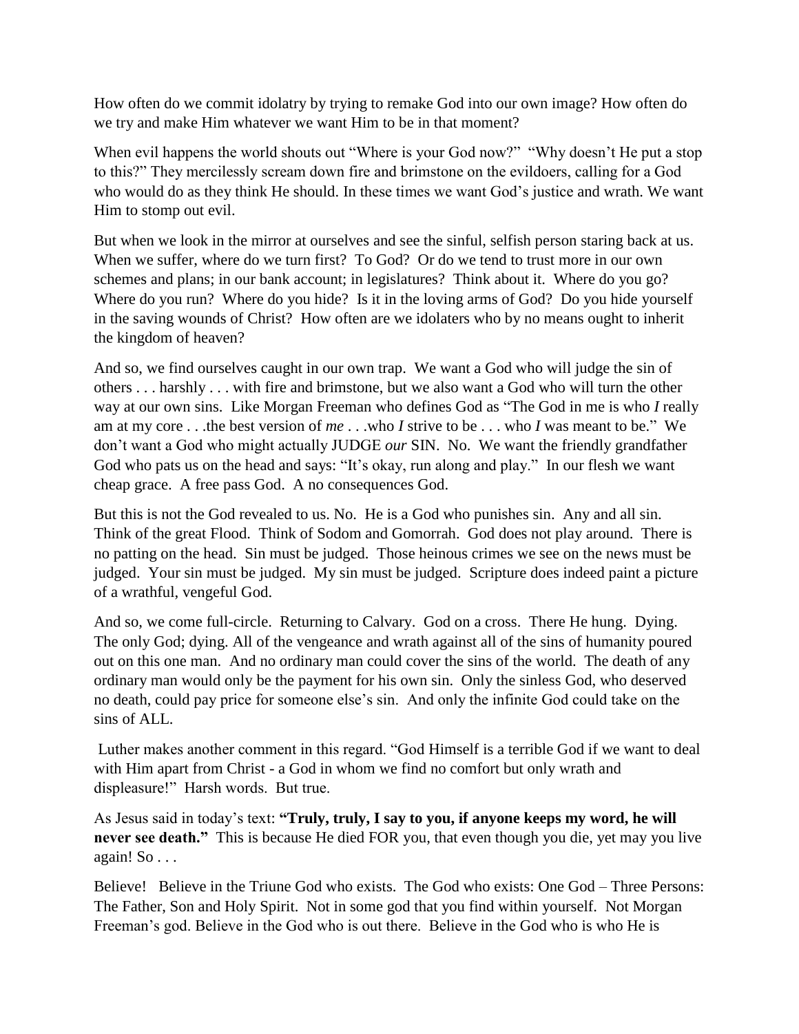How often do we commit idolatry by trying to remake God into our own image? How often do we try and make Him whatever we want Him to be in that moment?

When evil happens the world shouts out "Where is your God now?" "Why doesn't He put a stop to this?" They mercilessly scream down fire and brimstone on the evildoers, calling for a God who would do as they think He should. In these times we want God's justice and wrath. We want Him to stomp out evil.

But when we look in the mirror at ourselves and see the sinful, selfish person staring back at us. When we suffer, where do we turn first? To God? Or do we tend to trust more in our own schemes and plans; in our bank account; in legislatures? Think about it. Where do you go? Where do you run? Where do you hide? Is it in the loving arms of God? Do you hide yourself in the saving wounds of Christ? How often are we idolaters who by no means ought to inherit the kingdom of heaven?

And so, we find ourselves caught in our own trap. We want a God who will judge the sin of others . . . harshly . . . with fire and brimstone, but we also want a God who will turn the other way at our own sins. Like Morgan Freeman who defines God as "The God in me is who *I* really am at my core . . .the best version of *me* . . .who *I* strive to be . . . who *I* was meant to be." We don't want a God who might actually JUDGE *our* SIN. No. We want the friendly grandfather God who pats us on the head and says: "It's okay, run along and play." In our flesh we want cheap grace. A free pass God. A no consequences God.

But this is not the God revealed to us. No. He is a God who punishes sin. Any and all sin. Think of the great Flood. Think of Sodom and Gomorrah. God does not play around. There is no patting on the head. Sin must be judged. Those heinous crimes we see on the news must be judged. Your sin must be judged. My sin must be judged. Scripture does indeed paint a picture of a wrathful, vengeful God.

And so, we come full-circle. Returning to Calvary. God on a cross. There He hung. Dying. The only God; dying. All of the vengeance and wrath against all of the sins of humanity poured out on this one man. And no ordinary man could cover the sins of the world. The death of any ordinary man would only be the payment for his own sin. Only the sinless God, who deserved no death, could pay price for someone else's sin. And only the infinite God could take on the sins of ALL.

Luther makes another comment in this regard. "God Himself is a terrible God if we want to deal with Him apart from Christ - a God in whom we find no comfort but only wrath and displeasure!" Harsh words. But true.

As Jesus said in today's text: **"Truly, truly, I say to you, if anyone keeps my word, he will never see death."** This is because He died FOR you, that even though you die, yet may you live again! So . . .

Believe! Believe in the Triune God who exists. The God who exists: One God – Three Persons: The Father, Son and Holy Spirit. Not in some god that you find within yourself. Not Morgan Freeman's god. Believe in the God who is out there. Believe in the God who is who He is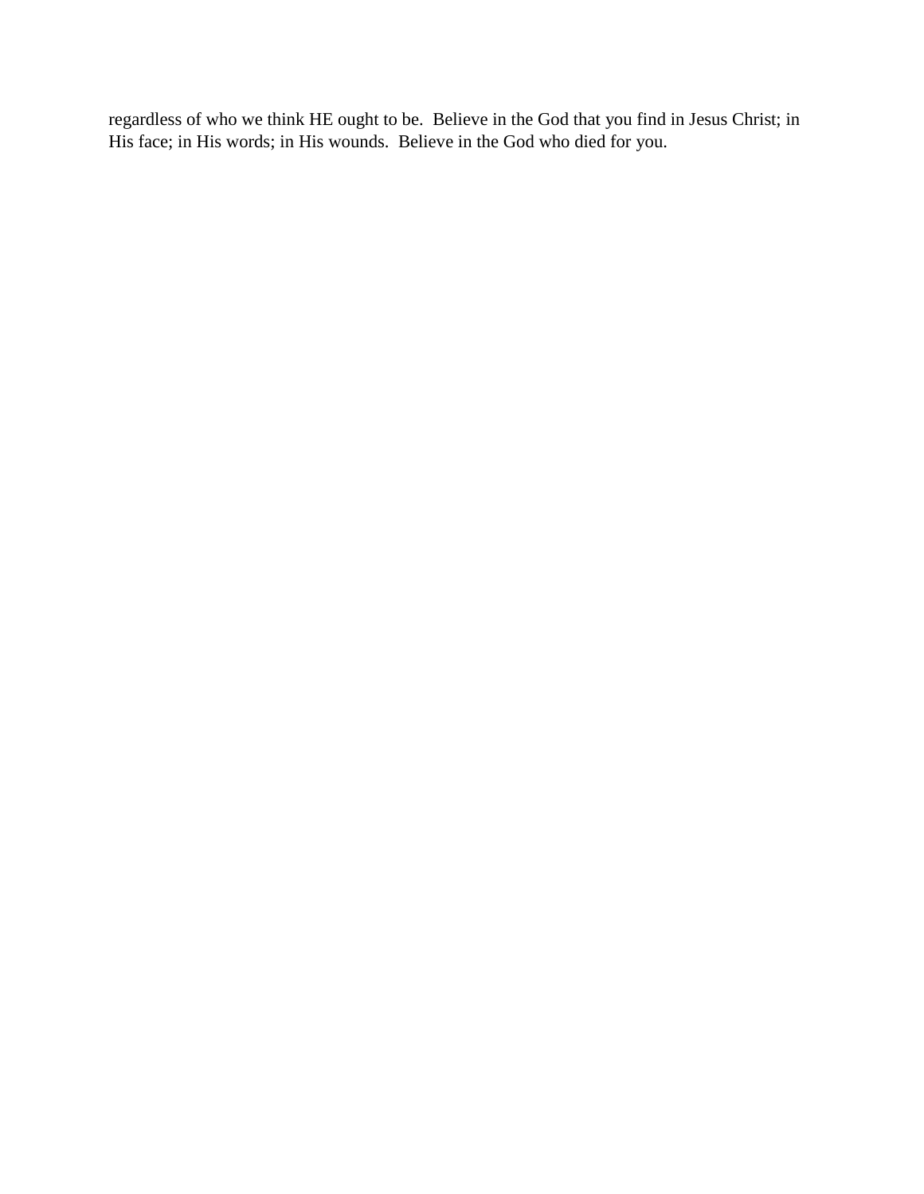regardless of who we think HE ought to be. Believe in the God that you find in Jesus Christ; in His face; in His words; in His wounds. Believe in the God who died for you.